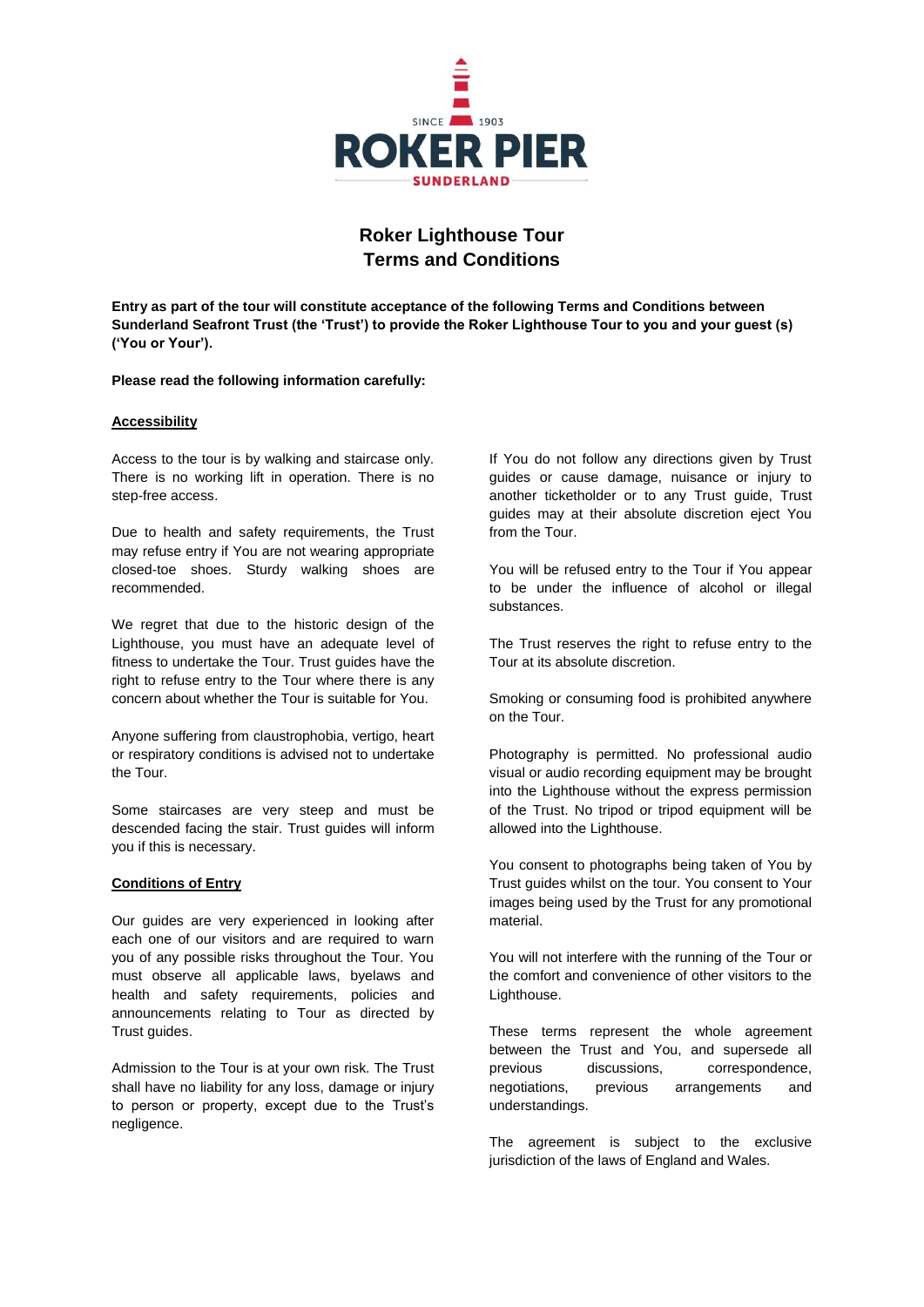SINCE 1903

ROKER PIER

SUNDERLAND

# Roker Lighthouse Tour
# Terms and Conditions

**Entry as part of the tour will constitute acceptance of the following Terms and Conditions between Sunderland Seafront Trust (the 'Trust') to provide the Roker Lighthouse Tour to you and your guest (s) ('You or Your').**

**Please read the following information carefully:**

## Accessibility

Access to the tour is by walking and staircase only. There is no working lift in operation. There is no step-free access.

Due to health and safety requirements, the Trust may refuse entry if You are not wearing appropriate closed-toe shoes. Sturdy walking shoes are recommended.

We regret that due to the historic design of the Lighthouse, you must have an adequate level of fitness to undertake the Tour. Trust guides have the right to refuse entry to the Tour where there is any concern about whether the Tour is suitable for You.

Anyone suffering from claustrophobia, vertigo, heart or respiratory conditions is advised not to undertake the Tour.

Some staircases are very steep and must be descended facing the stair. Trust guides will inform you if this is necessary.

## Conditions of Entry

Our guides are very experienced in looking after each one of our visitors and are required to warn you of any possible risks throughout the Tour. You must observe all applicable laws, byelaws and health and safety requirements, policies and announcements relating to Tour as directed by Trust guides.

Admission to the Tour is at your own risk. The Trust shall have no liability for any loss, damage or injury to person or property, except due to the Trust's negligence.

If You do not follow any directions given by Trust guides or cause damage, nuisance or injury to another ticketholder or to any Trust guide, Trust guides may at their absolute discretion eject You from the Tour.

You will be refused entry to the Tour if You appear to be under the influence of alcohol or illegal substances.

The Trust reserves the right to refuse entry to the Tour at its absolute discretion.

Smoking or consuming food is prohibited anywhere on the Tour.

Photography is permitted. No professional audio visual or audio recording equipment may be brought into the Lighthouse without the express permission of the Trust. No tripod or tripod equipment will be allowed into the Lighthouse.

You consent to photographs being taken of You by Trust guides whilst on the tour. You consent to Your images being used by the Trust for any promotional material.

You will not interfere with the running of the Tour or the comfort and convenience of other visitors to the Lighthouse.

These terms represent the whole agreement between the Trust and You, and supersede all previous discussions, correspondence, negotiations, previous arrangements and understandings.

The agreement is subject to the exclusive jurisdiction of the laws of England and Wales.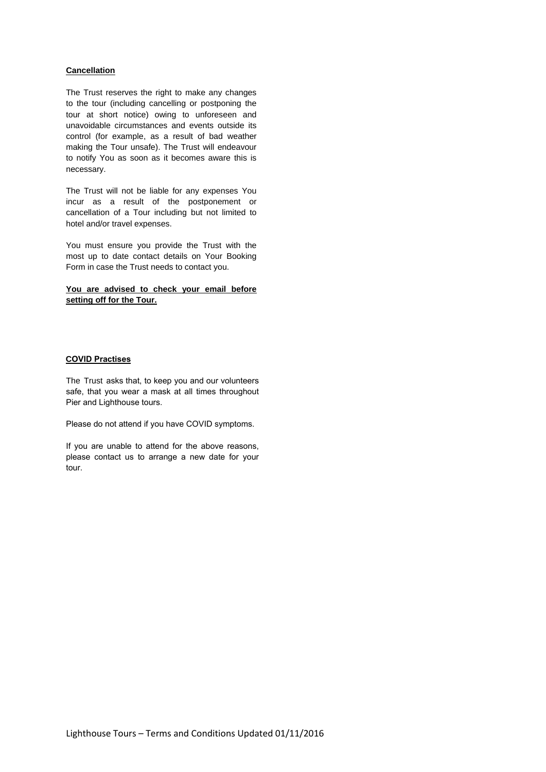**Cancellation**

The Trust reserves the right to make any changes to the tour (including cancelling or postponing the tour at short notice) owing to unforeseen and unavoidable circumstances and events outside its control (for example, as a result of bad weather making the Tour unsafe). The Trust will endeavour to notify You as soon as it becomes aware this is necessary.

The Trust will not be liable for any expenses You incur as a result of the postponement or cancellation of a Tour including but not limited to hotel and/or travel expenses.

You must ensure you provide the Trust with the most up to date contact details on Your Booking Form in case the Trust needs to contact you.

**You are advised to check your email before setting off for the Tour.**

**COVID Practises**

The Trust asks that, to keep you and our volunteers safe, that you wear a mask at all times throughout Pier and Lighthouse tours.

Please do not attend if you have COVID symptoms.

If you are unable to attend for the above reasons, please contact us to arrange a new date for your tour.